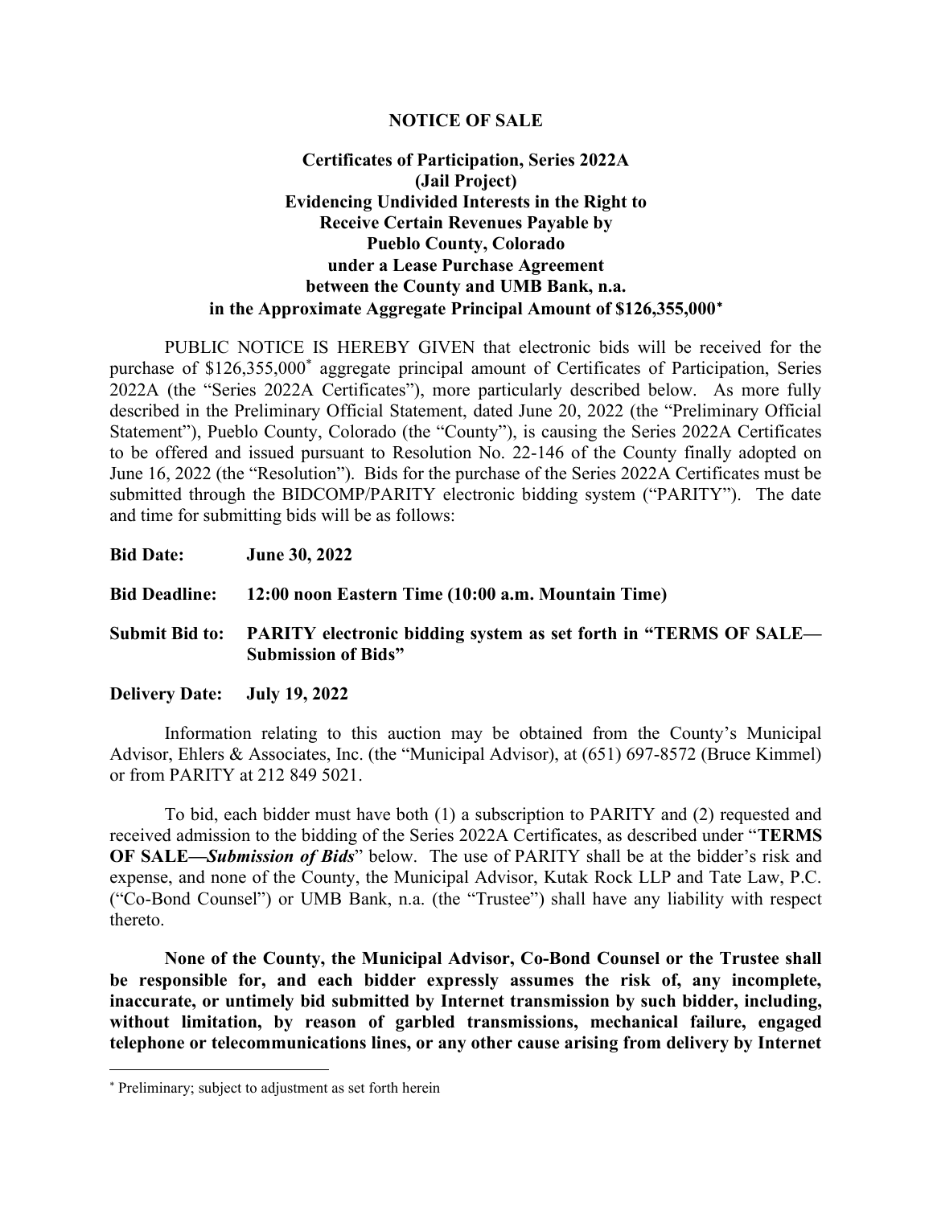# NOTICE OF SALE

## Certificates of Participation, Series 2022A (Jail Project) Evidencing Undivided Interests in the Right to Receive Certain Revenues Payable by Pueblo County, Colorado under a Lease Purchase Agreement between the County and UMB Bank, n.a. in the Approximate Aggregate Principal Amount of $126,355,000*

PUBLIC NOTICE IS HEREBY GIVEN that electronic bids will be received for the purchase of $126,355,000* aggregate principal amount of Certificates of Participation, Series 2022A (the "Series 2022A Certificates"), more particularly described below. As more fully described in the Preliminary Official Statement, dated June 20, 2022 (the "Preliminary Official Statement"), Pueblo County, Colorado (the "County"), is causing the Series 2022A Certificates to be offered and issued pursuant to Resolution No. 22-146 of the County finally adopted on June 16, 2022 (the "Resolution"). Bids for the purchase of the Series 2022A Certificates must be submitted through the BIDCOMP/PARITY electronic bidding system ("PARITY"). The date and time for submitting bids will be as follows:

**Bid Date:** **June 30, 2022**

**Bid Deadline:** **12:00 noon Eastern Time (10:00 a.m. Mountain Time)**

**Submit Bid to:** **PARITY electronic bidding system as set forth in "TERMS OF SALE—Submission of Bids"**

**Delivery Date:** **July 19, 2022**

Information relating to this auction may be obtained from the County's Municipal Advisor, Ehlers & Associates, Inc. (the "Municipal Advisor), at (651) 697-8572 (Bruce Kimmel) or from PARITY at 212 849 5021.

To bid, each bidder must have both (1) a subscription to PARITY and (2) requested and received admission to the bidding of the Series 2022A Certificates, as described under "**TERMS OF SALE—*Submission of Bids***" below. The use of PARITY shall be at the bidder's risk and expense, and none of the County, the Municipal Advisor, Kutak Rock LLP and Tate Law, P.C. ("Co-Bond Counsel") or UMB Bank, n.a. (the "Trustee") shall have any liability with respect thereto.

**None of the County, the Municipal Advisor, Co-Bond Counsel or the Trustee shall be responsible for, and each bidder expressly assumes the risk of, any incomplete, inaccurate, or untimely bid submitted by Internet transmission by such bidder, including, without limitation, by reason of garbled transmissions, mechanical failure, engaged telephone or telecommunications lines, or any other cause arising from delivery by Internet**

---

* Preliminary; subject to adjustment as set forth herein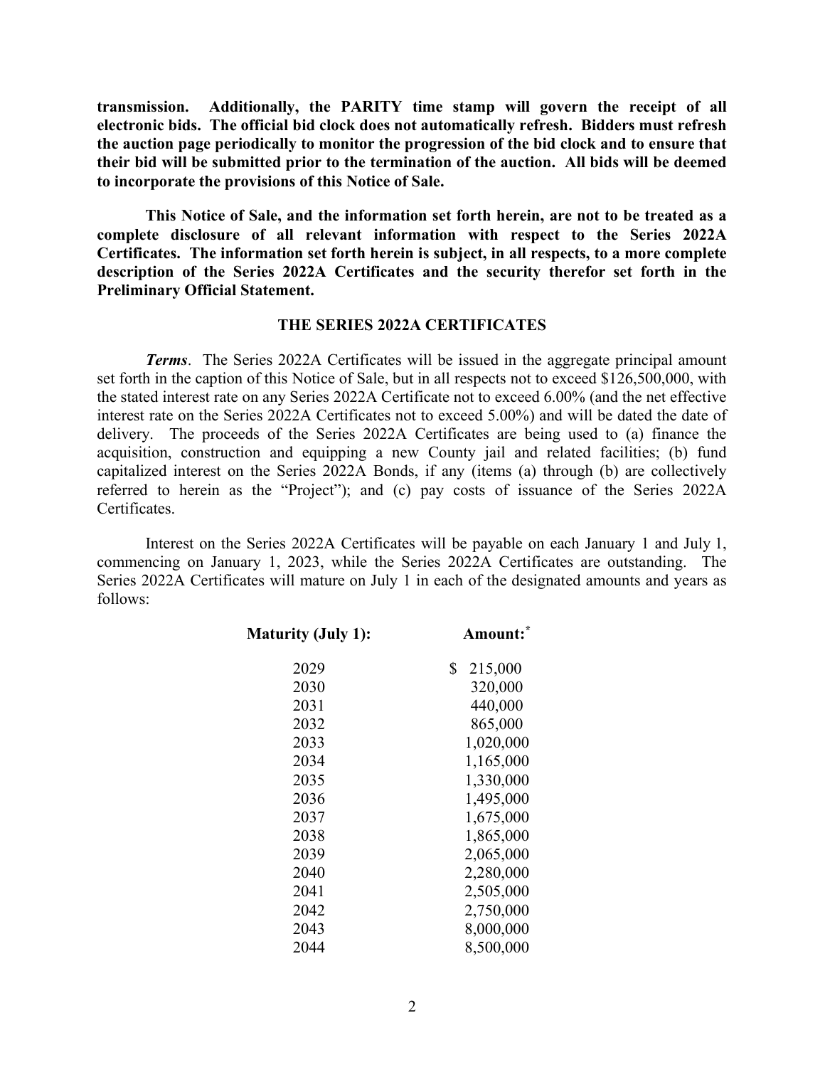**transmission. Additionally, the PARITY time stamp will govern the receipt of all electronic bids. The official bid clock does not automatically refresh. Bidders must refresh the auction page periodically to monitor the progression of the bid clock and to ensure that their bid will be submitted prior to the termination of the auction. All bids will be deemed to incorporate the provisions of this Notice of Sale.**

**This Notice of Sale, and the information set forth herein, are not to be treated as a complete disclosure of all relevant information with respect to the Series 2022A Certificates. The information set forth herein is subject, in all respects, to a more complete description of the Series 2022A Certificates and the security therefor set forth in the Preliminary Official Statement.**

## THE SERIES 2022A CERTIFICATES

***Terms***. The Series 2022A Certificates will be issued in the aggregate principal amount set forth in the caption of this Notice of Sale, but in all respects not to exceed $126,500,000, with the stated interest rate on any Series 2022A Certificate not to exceed 6.00% (and the net effective interest rate on the Series 2022A Certificates not to exceed 5.00%) and will be dated the date of delivery. The proceeds of the Series 2022A Certificates are being used to (a) finance the acquisition, construction and equipping a new County jail and related facilities; (b) fund capitalized interest on the Series 2022A Bonds, if any (items (a) through (b) are collectively referred to herein as the "Project"); and (c) pay costs of issuance of the Series 2022A Certificates.

Interest on the Series 2022A Certificates will be payable on each January 1 and July 1, commencing on January 1, 2023, while the Series 2022A Certificates are outstanding. The Series 2022A Certificates will mature on July 1 in each of the designated amounts and years as follows:

| Maturity (July 1): | Amount:* |
|---|---|
| 2029 | $ 215,000 |
| 2030 | 320,000 |
| 2031 | 440,000 |
| 2032 | 865,000 |
| 2033 | 1,020,000 |
| 2034 | 1,165,000 |
| 2035 | 1,330,000 |
| 2036 | 1,495,000 |
| 2037 | 1,675,000 |
| 2038 | 1,865,000 |
| 2039 | 2,065,000 |
| 2040 | 2,280,000 |
| 2041 | 2,505,000 |
| 2042 | 2,750,000 |
| 2043 | 8,000,000 |
| 2044 | 8,500,000 |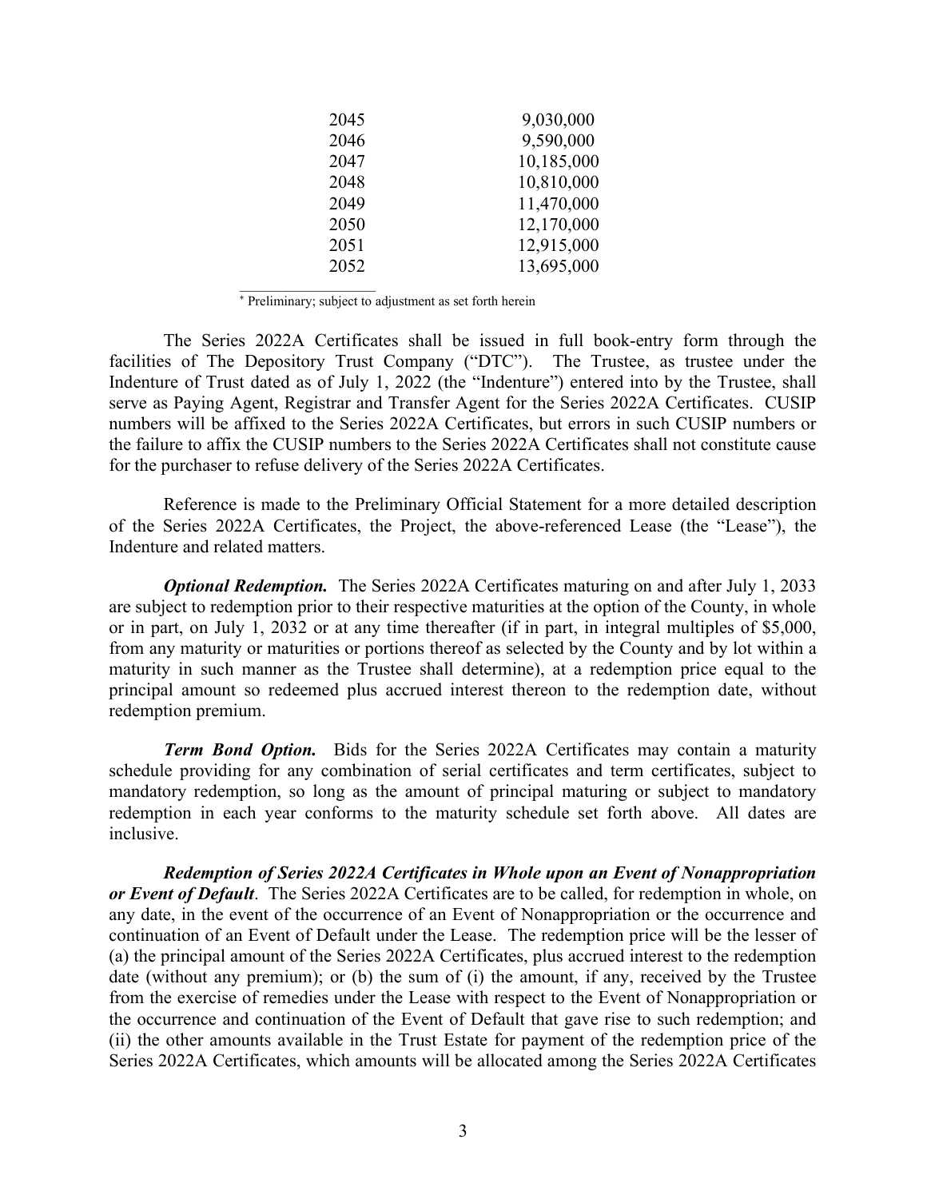| | |
|---|---|
| 2045 | 9,030,000 |
| 2046 | 9,590,000 |
| 2047 | 10,185,000 |
| 2048 | 10,810,000 |
| 2049 | 11,470,000 |
| 2050 | 12,170,000 |
| 2051 | 12,915,000 |
| 2052 | 13,695,000 |

\* Preliminary; subject to adjustment as set forth herein

The Series 2022A Certificates shall be issued in full book-entry form through the facilities of The Depository Trust Company ("DTC"). The Trustee, as trustee under the Indenture of Trust dated as of July 1, 2022 (the "Indenture") entered into by the Trustee, shall serve as Paying Agent, Registrar and Transfer Agent for the Series 2022A Certificates. CUSIP numbers will be affixed to the Series 2022A Certificates, but errors in such CUSIP numbers or the failure to affix the CUSIP numbers to the Series 2022A Certificates shall not constitute cause for the purchaser to refuse delivery of the Series 2022A Certificates.

Reference is made to the Preliminary Official Statement for a more detailed description of the Series 2022A Certificates, the Project, the above-referenced Lease (the "Lease"), the Indenture and related matters.

***Optional Redemption.*** The Series 2022A Certificates maturing on and after July 1, 2033 are subject to redemption prior to their respective maturities at the option of the County, in whole or in part, on July 1, 2032 or at any time thereafter (if in part, in integral multiples of $5,000, from any maturity or maturities or portions thereof as selected by the County and by lot within a maturity in such manner as the Trustee shall determine), at a redemption price equal to the principal amount so redeemed plus accrued interest thereon to the redemption date, without redemption premium.

***Term Bond Option.*** Bids for the Series 2022A Certificates may contain a maturity schedule providing for any combination of serial certificates and term certificates, subject to mandatory redemption, so long as the amount of principal maturing or subject to mandatory redemption in each year conforms to the maturity schedule set forth above. All dates are inclusive.

***Redemption of Series 2022A Certificates in Whole upon an Event of Nonappropriation or Event of Default***. The Series 2022A Certificates are to be called, for redemption in whole, on any date, in the event of the occurrence of an Event of Nonappropriation or the occurrence and continuation of an Event of Default under the Lease. The redemption price will be the lesser of (a) the principal amount of the Series 2022A Certificates, plus accrued interest to the redemption date (without any premium); or (b) the sum of (i) the amount, if any, received by the Trustee from the exercise of remedies under the Lease with respect to the Event of Nonappropriation or the occurrence and continuation of the Event of Default that gave rise to such redemption; and (ii) the other amounts available in the Trust Estate for payment of the redemption price of the Series 2022A Certificates, which amounts will be allocated among the Series 2022A Certificates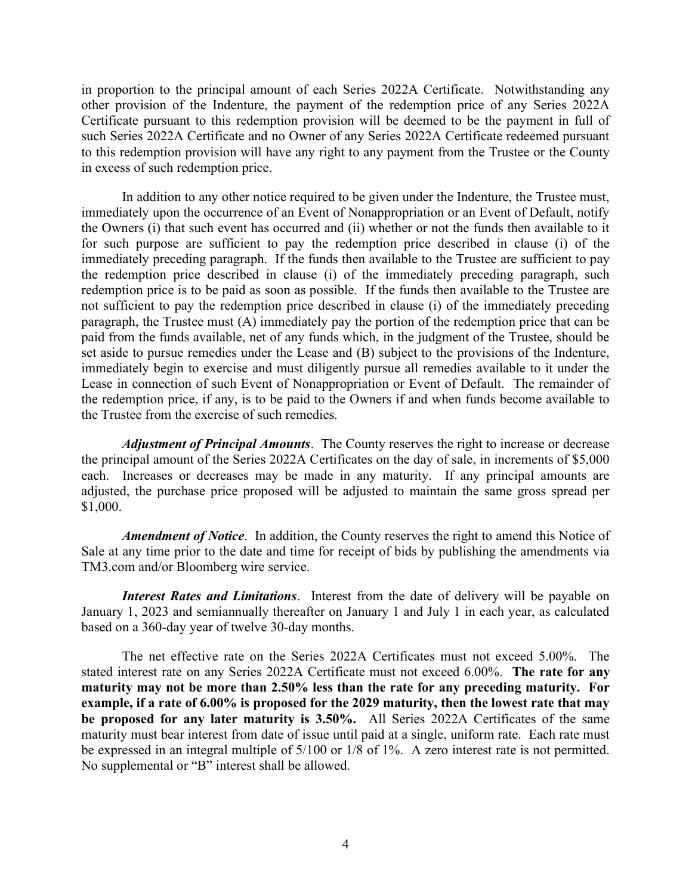in proportion to the principal amount of each Series 2022A Certificate. Notwithstanding any other provision of the Indenture, the payment of the redemption price of any Series 2022A Certificate pursuant to this redemption provision will be deemed to be the payment in full of such Series 2022A Certificate and no Owner of any Series 2022A Certificate redeemed pursuant to this redemption provision will have any right to any payment from the Trustee or the County in excess of such redemption price.

In addition to any other notice required to be given under the Indenture, the Trustee must, immediately upon the occurrence of an Event of Nonappropriation or an Event of Default, notify the Owners (i) that such event has occurred and (ii) whether or not the funds then available to it for such purpose are sufficient to pay the redemption price described in clause (i) of the immediately preceding paragraph. If the funds then available to the Trustee are sufficient to pay the redemption price described in clause (i) of the immediately preceding paragraph, such redemption price is to be paid as soon as possible. If the funds then available to the Trustee are not sufficient to pay the redemption price described in clause (i) of the immediately preceding paragraph, the Trustee must (A) immediately pay the portion of the redemption price that can be paid from the funds available, net of any funds which, in the judgment of the Trustee, should be set aside to pursue remedies under the Lease and (B) subject to the provisions of the Indenture, immediately begin to exercise and must diligently pursue all remedies available to it under the Lease in connection of such Event of Nonappropriation or Event of Default. The remainder of the redemption price, if any, is to be paid to the Owners if and when funds become available to the Trustee from the exercise of such remedies.

***Adjustment of Principal Amounts***. The County reserves the right to increase or decrease the principal amount of the Series 2022A Certificates on the day of sale, in increments of $5,000 each. Increases or decreases may be made in any maturity. If any principal amounts are adjusted, the purchase price proposed will be adjusted to maintain the same gross spread per $1,000.

***Amendment of Notice***. In addition, the County reserves the right to amend this Notice of Sale at any time prior to the date and time for receipt of bids by publishing the amendments via TM3.com and/or Bloomberg wire service.

***Interest Rates and Limitations***. Interest from the date of delivery will be payable on January 1, 2023 and semiannually thereafter on January 1 and July 1 in each year, as calculated based on a 360-day year of twelve 30-day months.

The net effective rate on the Series 2022A Certificates must not exceed 5.00%. The stated interest rate on any Series 2022A Certificate must not exceed 6.00%. **The rate for any maturity may not be more than 2.50% less than the rate for any preceding maturity. For example, if a rate of 6.00% is proposed for the 2029 maturity, then the lowest rate that may be proposed for any later maturity is 3.50%.** All Series 2022A Certificates of the same maturity must bear interest from date of issue until paid at a single, uniform rate. Each rate must be expressed in an integral multiple of 5/100 or 1/8 of 1%. A zero interest rate is not permitted. No supplemental or "B" interest shall be allowed.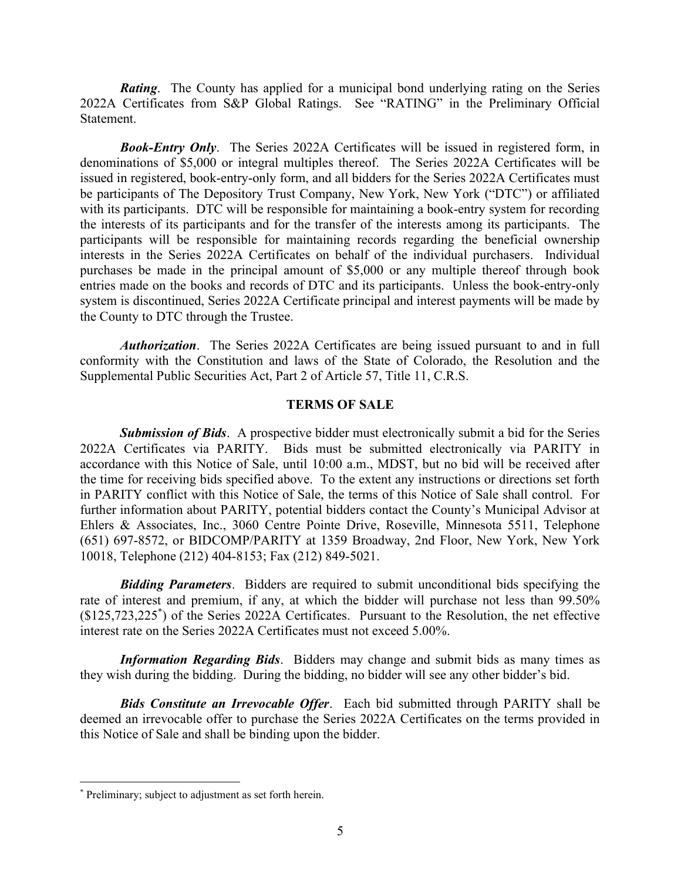***Rating***. The County has applied for a municipal bond underlying rating on the Series 2022A Certificates from S&P Global Ratings. See "RATING" in the Preliminary Official Statement.

***Book-Entry Only***. The Series 2022A Certificates will be issued in registered form, in denominations of $5,000 or integral multiples thereof. The Series 2022A Certificates will be issued in registered, book-entry-only form, and all bidders for the Series 2022A Certificates must be participants of The Depository Trust Company, New York, New York ("DTC") or affiliated with its participants. DTC will be responsible for maintaining a book-entry system for recording the interests of its participants and for the transfer of the interests among its participants. The participants will be responsible for maintaining records regarding the beneficial ownership interests in the Series 2022A Certificates on behalf of the individual purchasers. Individual purchases be made in the principal amount of $5,000 or any multiple thereof through book entries made on the books and records of DTC and its participants. Unless the book-entry-only system is discontinued, Series 2022A Certificate principal and interest payments will be made by the County to DTC through the Trustee.

***Authorization***. The Series 2022A Certificates are being issued pursuant to and in full conformity with the Constitution and laws of the State of Colorado, the Resolution and the Supplemental Public Securities Act, Part 2 of Article 57, Title 11, C.R.S.

## TERMS OF SALE

***Submission of Bids***. A prospective bidder must electronically submit a bid for the Series 2022A Certificates via PARITY. Bids must be submitted electronically via PARITY in accordance with this Notice of Sale, until 10:00 a.m., MDST, but no bid will be received after the time for receiving bids specified above. To the extent any instructions or directions set forth in PARITY conflict with this Notice of Sale, the terms of this Notice of Sale shall control. For further information about PARITY, potential bidders contact the County's Municipal Advisor at Ehlers & Associates, Inc., 3060 Centre Pointe Drive, Roseville, Minnesota 5511, Telephone (651) 697-8572, or BIDCOMP/PARITY at 1359 Broadway, 2nd Floor, New York, New York 10018, Telephone (212) 404-8153; Fax (212) 849-5021.

***Bidding Parameters***. Bidders are required to submit unconditional bids specifying the rate of interest and premium, if any, at which the bidder will purchase not less than 99.50% ($125,723,225*) of the Series 2022A Certificates. Pursuant to the Resolution, the net effective interest rate on the Series 2022A Certificates must not exceed 5.00%.

***Information Regarding Bids***. Bidders may change and submit bids as many times as they wish during the bidding. During the bidding, no bidder will see any other bidder's bid.

***Bids Constitute an Irrevocable Offer***. Each bid submitted through PARITY shall be deemed an irrevocable offer to purchase the Series 2022A Certificates on the terms provided in this Notice of Sale and shall be binding upon the bidder.

---

\* Preliminary; subject to adjustment as set forth herein.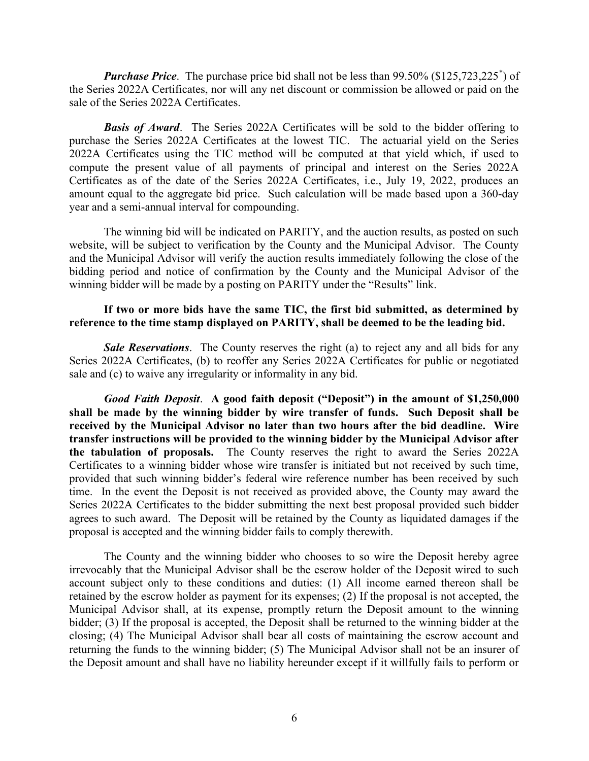***Purchase Price***. The purchase price bid shall not be less than 99.50% ($125,723,225*) of the Series 2022A Certificates, nor will any net discount or commission be allowed or paid on the sale of the Series 2022A Certificates.

***Basis of Award***. The Series 2022A Certificates will be sold to the bidder offering to purchase the Series 2022A Certificates at the lowest TIC. The actuarial yield on the Series 2022A Certificates using the TIC method will be computed at that yield which, if used to compute the present value of all payments of principal and interest on the Series 2022A Certificates as of the date of the Series 2022A Certificates, i.e., July 19, 2022, produces an amount equal to the aggregate bid price. Such calculation will be made based upon a 360-day year and a semi-annual interval for compounding.

The winning bid will be indicated on PARITY, and the auction results, as posted on such website, will be subject to verification by the County and the Municipal Advisor. The County and the Municipal Advisor will verify the auction results immediately following the close of the bidding period and notice of confirmation by the County and the Municipal Advisor of the winning bidder will be made by a posting on PARITY under the "Results" link.

**If two or more bids have the same TIC, the first bid submitted, as determined by reference to the time stamp displayed on PARITY, shall be deemed to be the leading bid.**

***Sale Reservations***. The County reserves the right (a) to reject any and all bids for any Series 2022A Certificates, (b) to reoffer any Series 2022A Certificates for public or negotiated sale and (c) to waive any irregularity or informality in any bid.

***Good Faith Deposit***. **A good faith deposit ("Deposit") in the amount of $1,250,000 shall be made by the winning bidder by wire transfer of funds. Such Deposit shall be received by the Municipal Advisor no later than two hours after the bid deadline. Wire transfer instructions will be provided to the winning bidder by the Municipal Advisor after the tabulation of proposals.** The County reserves the right to award the Series 2022A Certificates to a winning bidder whose wire transfer is initiated but not received by such time, provided that such winning bidder's federal wire reference number has been received by such time. In the event the Deposit is not received as provided above, the County may award the Series 2022A Certificates to the bidder submitting the next best proposal provided such bidder agrees to such award. The Deposit will be retained by the County as liquidated damages if the proposal is accepted and the winning bidder fails to comply therewith.

The County and the winning bidder who chooses to so wire the Deposit hereby agree irrevocably that the Municipal Advisor shall be the escrow holder of the Deposit wired to such account subject only to these conditions and duties: (1) All income earned thereon shall be retained by the escrow holder as payment for its expenses; (2) If the proposal is not accepted, the Municipal Advisor shall, at its expense, promptly return the Deposit amount to the winning bidder; (3) If the proposal is accepted, the Deposit shall be returned to the winning bidder at the closing; (4) The Municipal Advisor shall bear all costs of maintaining the escrow account and returning the funds to the winning bidder; (5) The Municipal Advisor shall not be an insurer of the Deposit amount and shall have no liability hereunder except if it willfully fails to perform or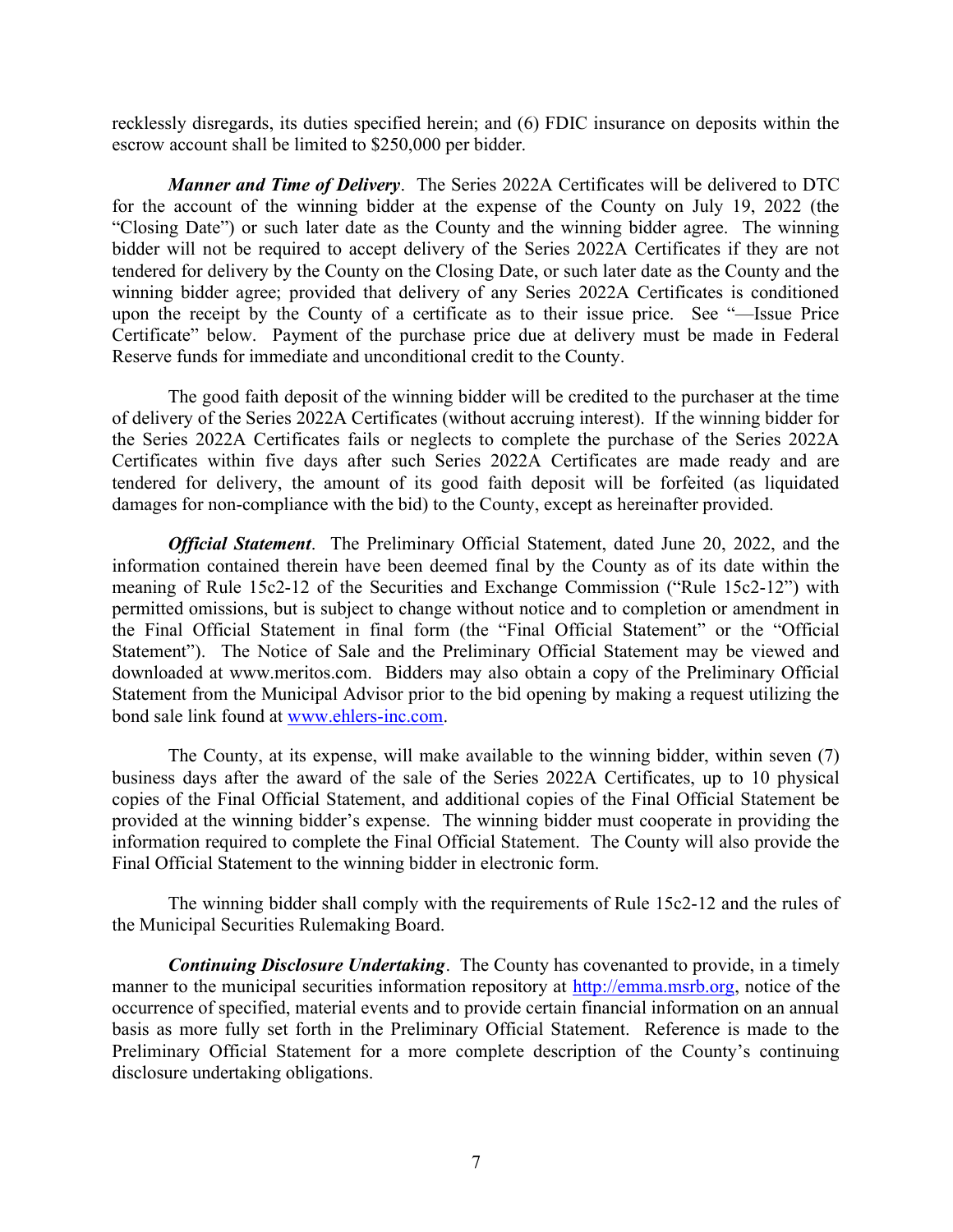recklessly disregards, its duties specified herein; and (6) FDIC insurance on deposits within the escrow account shall be limited to $250,000 per bidder.

***Manner and Time of Delivery***. The Series 2022A Certificates will be delivered to DTC for the account of the winning bidder at the expense of the County on July 19, 2022 (the "Closing Date") or such later date as the County and the winning bidder agree. The winning bidder will not be required to accept delivery of the Series 2022A Certificates if they are not tendered for delivery by the County on the Closing Date, or such later date as the County and the winning bidder agree; provided that delivery of any Series 2022A Certificates is conditioned upon the receipt by the County of a certificate as to their issue price. See "—Issue Price Certificate" below. Payment of the purchase price due at delivery must be made in Federal Reserve funds for immediate and unconditional credit to the County.

The good faith deposit of the winning bidder will be credited to the purchaser at the time of delivery of the Series 2022A Certificates (without accruing interest). If the winning bidder for the Series 2022A Certificates fails or neglects to complete the purchase of the Series 2022A Certificates within five days after such Series 2022A Certificates are made ready and are tendered for delivery, the amount of its good faith deposit will be forfeited (as liquidated damages for non-compliance with the bid) to the County, except as hereinafter provided.

***Official Statement***. The Preliminary Official Statement, dated June 20, 2022, and the information contained therein have been deemed final by the County as of its date within the meaning of Rule 15c2-12 of the Securities and Exchange Commission ("Rule 15c2-12") with permitted omissions, but is subject to change without notice and to completion or amendment in the Final Official Statement in final form (the "Final Official Statement" or the "Official Statement"). The Notice of Sale and the Preliminary Official Statement may be viewed and downloaded at www.meritos.com. Bidders may also obtain a copy of the Preliminary Official Statement from the Municipal Advisor prior to the bid opening by making a request utilizing the bond sale link found at [www.ehlers-inc.com](http://www.ehlers-inc.com).

The County, at its expense, will make available to the winning bidder, within seven (7) business days after the award of the sale of the Series 2022A Certificates, up to 10 physical copies of the Final Official Statement, and additional copies of the Final Official Statement be provided at the winning bidder's expense. The winning bidder must cooperate in providing the information required to complete the Final Official Statement. The County will also provide the Final Official Statement to the winning bidder in electronic form.

The winning bidder shall comply with the requirements of Rule 15c2-12 and the rules of the Municipal Securities Rulemaking Board.

***Continuing Disclosure Undertaking***. The County has covenanted to provide, in a timely manner to the municipal securities information repository at [http://emma.msrb.org](http://emma.msrb.org), notice of the occurrence of specified, material events and to provide certain financial information on an annual basis as more fully set forth in the Preliminary Official Statement. Reference is made to the Preliminary Official Statement for a more complete description of the County's continuing disclosure undertaking obligations.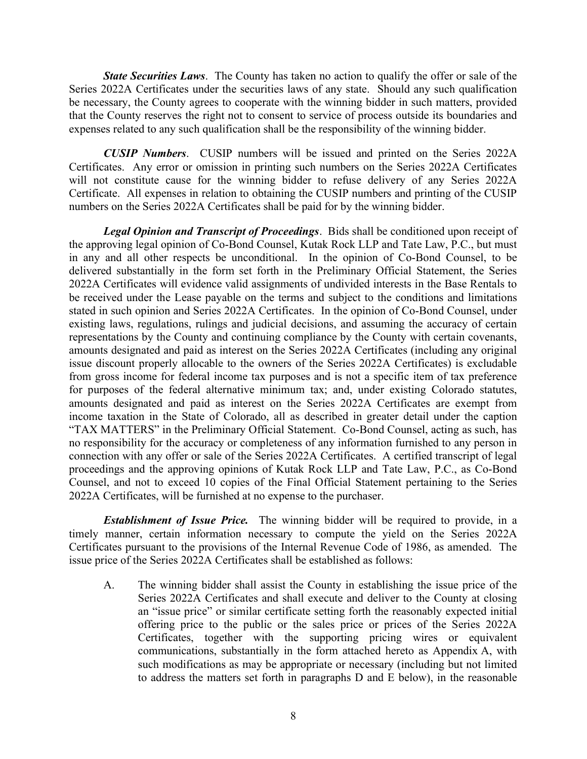***State Securities Laws***. The County has taken no action to qualify the offer or sale of the Series 2022A Certificates under the securities laws of any state. Should any such qualification be necessary, the County agrees to cooperate with the winning bidder in such matters, provided that the County reserves the right not to consent to service of process outside its boundaries and expenses related to any such qualification shall be the responsibility of the winning bidder.

***CUSIP Numbers***. CUSIP numbers will be issued and printed on the Series 2022A Certificates. Any error or omission in printing such numbers on the Series 2022A Certificates will not constitute cause for the winning bidder to refuse delivery of any Series 2022A Certificate. All expenses in relation to obtaining the CUSIP numbers and printing of the CUSIP numbers on the Series 2022A Certificates shall be paid for by the winning bidder.

***Legal Opinion and Transcript of Proceedings***. Bids shall be conditioned upon receipt of the approving legal opinion of Co-Bond Counsel, Kutak Rock LLP and Tate Law, P.C., but must in any and all other respects be unconditional. In the opinion of Co-Bond Counsel, to be delivered substantially in the form set forth in the Preliminary Official Statement, the Series 2022A Certificates will evidence valid assignments of undivided interests in the Base Rentals to be received under the Lease payable on the terms and subject to the conditions and limitations stated in such opinion and Series 2022A Certificates. In the opinion of Co-Bond Counsel, under existing laws, regulations, rulings and judicial decisions, and assuming the accuracy of certain representations by the County and continuing compliance by the County with certain covenants, amounts designated and paid as interest on the Series 2022A Certificates (including any original issue discount properly allocable to the owners of the Series 2022A Certificates) is excludable from gross income for federal income tax purposes and is not a specific item of tax preference for purposes of the federal alternative minimum tax; and, under existing Colorado statutes, amounts designated and paid as interest on the Series 2022A Certificates are exempt from income taxation in the State of Colorado, all as described in greater detail under the caption "TAX MATTERS" in the Preliminary Official Statement. Co-Bond Counsel, acting as such, has no responsibility for the accuracy or completeness of any information furnished to any person in connection with any offer or sale of the Series 2022A Certificates. A certified transcript of legal proceedings and the approving opinions of Kutak Rock LLP and Tate Law, P.C., as Co-Bond Counsel, and not to exceed 10 copies of the Final Official Statement pertaining to the Series 2022A Certificates, will be furnished at no expense to the purchaser.

***Establishment of Issue Price.*** The winning bidder will be required to provide, in a timely manner, certain information necessary to compute the yield on the Series 2022A Certificates pursuant to the provisions of the Internal Revenue Code of 1986, as amended. The issue price of the Series 2022A Certificates shall be established as follows:

A. The winning bidder shall assist the County in establishing the issue price of the Series 2022A Certificates and shall execute and deliver to the County at closing an "issue price" or similar certificate setting forth the reasonably expected initial offering price to the public or the sales price or prices of the Series 2022A Certificates, together with the supporting pricing wires or equivalent communications, substantially in the form attached hereto as Appendix A, with such modifications as may be appropriate or necessary (including but not limited to address the matters set forth in paragraphs D and E below), in the reasonable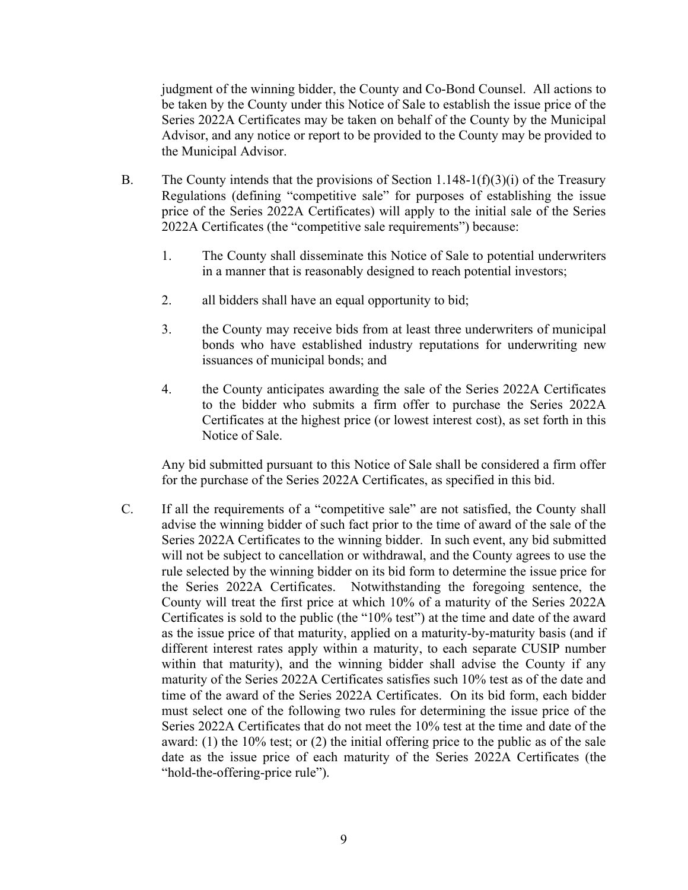judgment of the winning bidder, the County and Co-Bond Counsel. All actions to be taken by the County under this Notice of Sale to establish the issue price of the Series 2022A Certificates may be taken on behalf of the County by the Municipal Advisor, and any notice or report to be provided to the County may be provided to the Municipal Advisor.

B. The County intends that the provisions of Section 1.148-1(f)(3)(i) of the Treasury Regulations (defining "competitive sale" for purposes of establishing the issue price of the Series 2022A Certificates) will apply to the initial sale of the Series 2022A Certificates (the "competitive sale requirements") because:

1. The County shall disseminate this Notice of Sale to potential underwriters in a manner that is reasonably designed to reach potential investors;

2. all bidders shall have an equal opportunity to bid;

3. the County may receive bids from at least three underwriters of municipal bonds who have established industry reputations for underwriting new issuances of municipal bonds; and

4. the County anticipates awarding the sale of the Series 2022A Certificates to the bidder who submits a firm offer to purchase the Series 2022A Certificates at the highest price (or lowest interest cost), as set forth in this Notice of Sale.

Any bid submitted pursuant to this Notice of Sale shall be considered a firm offer for the purchase of the Series 2022A Certificates, as specified in this bid.

C. If all the requirements of a "competitive sale" are not satisfied, the County shall advise the winning bidder of such fact prior to the time of award of the sale of the Series 2022A Certificates to the winning bidder. In such event, any bid submitted will not be subject to cancellation or withdrawal, and the County agrees to use the rule selected by the winning bidder on its bid form to determine the issue price for the Series 2022A Certificates. Notwithstanding the foregoing sentence, the County will treat the first price at which 10% of a maturity of the Series 2022A Certificates is sold to the public (the "10% test") at the time and date of the award as the issue price of that maturity, applied on a maturity-by-maturity basis (and if different interest rates apply within a maturity, to each separate CUSIP number within that maturity), and the winning bidder shall advise the County if any maturity of the Series 2022A Certificates satisfies such 10% test as of the date and time of the award of the Series 2022A Certificates. On its bid form, each bidder must select one of the following two rules for determining the issue price of the Series 2022A Certificates that do not meet the 10% test at the time and date of the award: (1) the 10% test; or (2) the initial offering price to the public as of the sale date as the issue price of each maturity of the Series 2022A Certificates (the "hold-the-offering-price rule").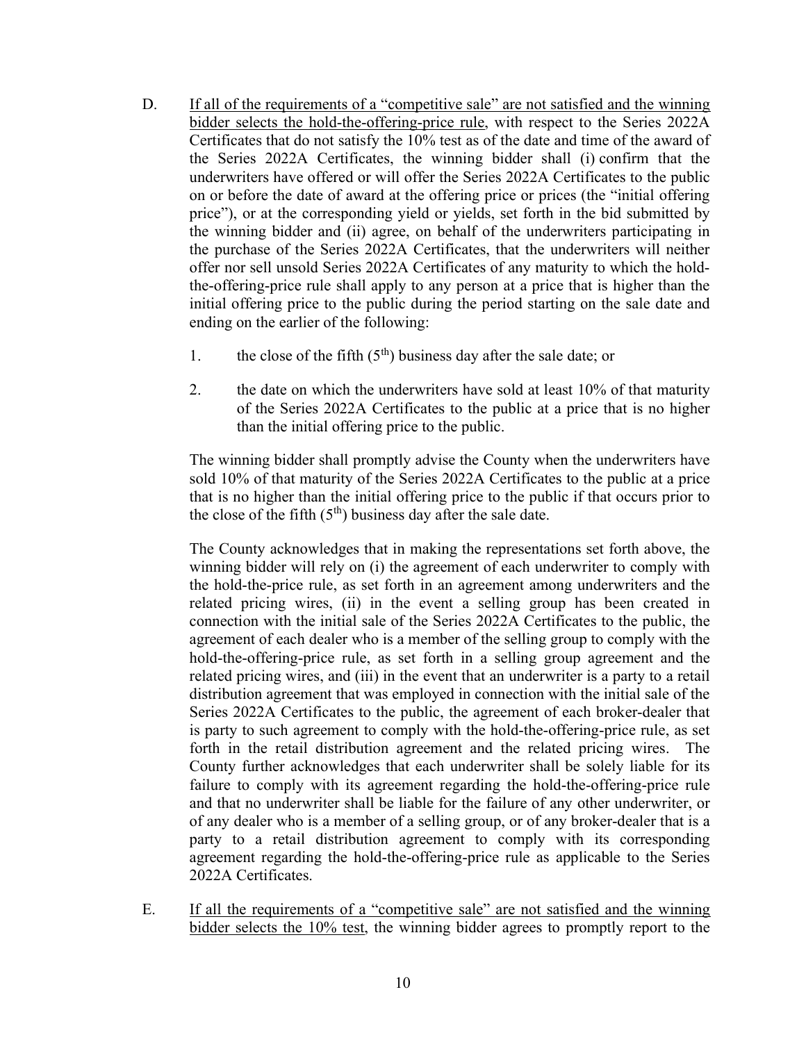D. <u>If all of the requirements of a "competitive sale" are not satisfied and the winning bidder selects the hold-the-offering-price rule</u>, with respect to the Series 2022A Certificates that do not satisfy the 10% test as of the date and time of the award of the Series 2022A Certificates, the winning bidder shall (i) confirm that the underwriters have offered or will offer the Series 2022A Certificates to the public on or before the date of award at the offering price or prices (the "initial offering price"), or at the corresponding yield or yields, set forth in the bid submitted by the winning bidder and (ii) agree, on behalf of the underwriters participating in the purchase of the Series 2022A Certificates, that the underwriters will neither offer nor sell unsold Series 2022A Certificates of any maturity to which the hold-the-offering-price rule shall apply to any person at a price that is higher than the initial offering price to the public during the period starting on the sale date and ending on the earlier of the following:

   1. the close of the fifth (5th) business day after the sale date; or

   2. the date on which the underwriters have sold at least 10% of that maturity of the Series 2022A Certificates to the public at a price that is no higher than the initial offering price to the public.

   The winning bidder shall promptly advise the County when the underwriters have sold 10% of that maturity of the Series 2022A Certificates to the public at a price that is no higher than the initial offering price to the public if that occurs prior to the close of the fifth (5th) business day after the sale date.

   The County acknowledges that in making the representations set forth above, the winning bidder will rely on (i) the agreement of each underwriter to comply with the hold-the-price rule, as set forth in an agreement among underwriters and the related pricing wires, (ii) in the event a selling group has been created in connection with the initial sale of the Series 2022A Certificates to the public, the agreement of each dealer who is a member of the selling group to comply with the hold-the-offering-price rule, as set forth in a selling group agreement and the related pricing wires, and (iii) in the event that an underwriter is a party to a retail distribution agreement that was employed in connection with the initial sale of the Series 2022A Certificates to the public, the agreement of each broker-dealer that is party to such agreement to comply with the hold-the-offering-price rule, as set forth in the retail distribution agreement and the related pricing wires. The County further acknowledges that each underwriter shall be solely liable for its failure to comply with its agreement regarding the hold-the-offering-price rule and that no underwriter shall be liable for the failure of any other underwriter, or of any dealer who is a member of a selling group, or of any broker-dealer that is a party to a retail distribution agreement to comply with its corresponding agreement regarding the hold-the-offering-price rule as applicable to the Series 2022A Certificates.

E. <u>If all the requirements of a "competitive sale" are not satisfied and the winning bidder selects the 10% test</u>, the winning bidder agrees to promptly report to the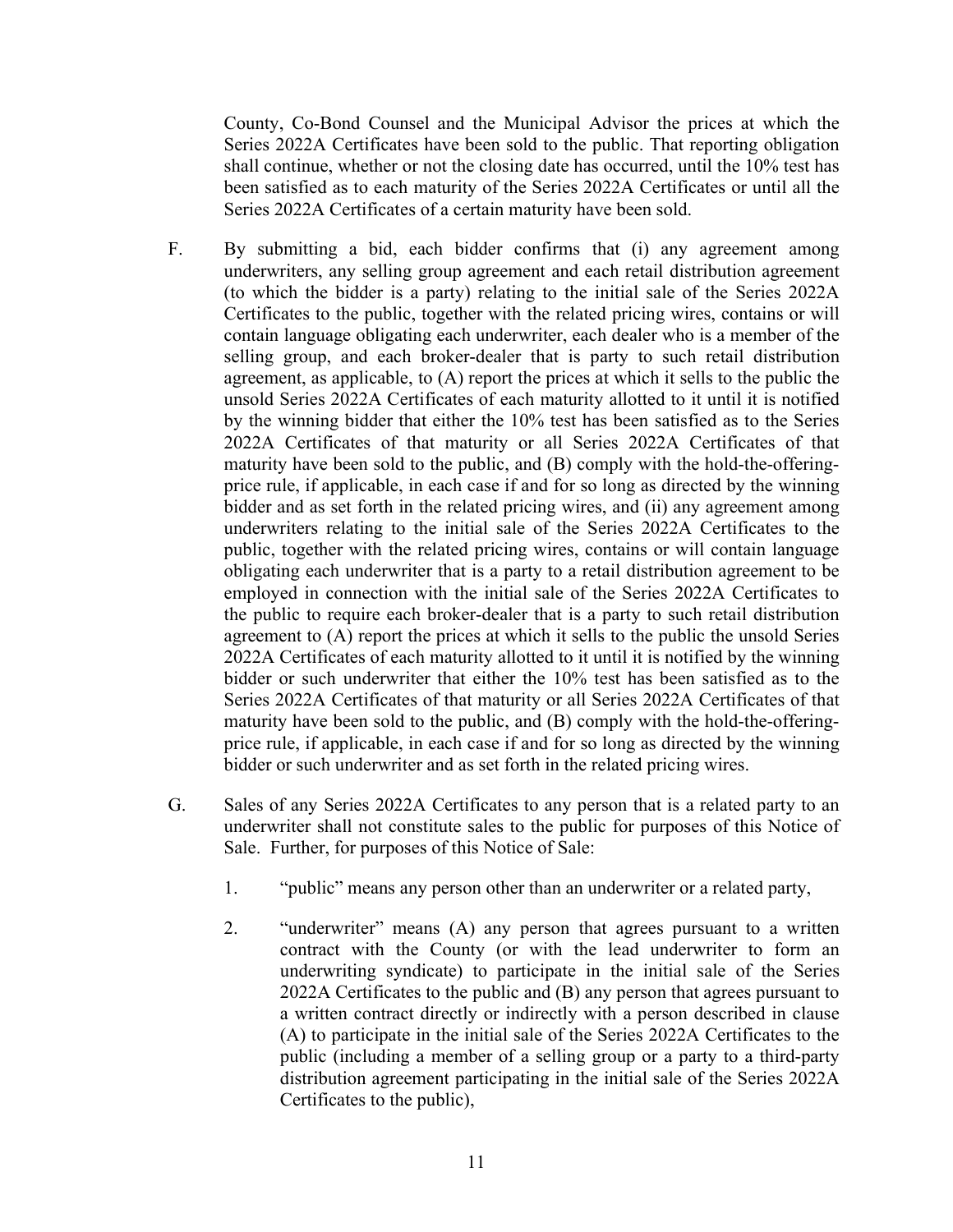County, Co-Bond Counsel and the Municipal Advisor the prices at which the Series 2022A Certificates have been sold to the public. That reporting obligation shall continue, whether or not the closing date has occurred, until the 10% test has been satisfied as to each maturity of the Series 2022A Certificates or until all the Series 2022A Certificates of a certain maturity have been sold.

F. By submitting a bid, each bidder confirms that (i) any agreement among underwriters, any selling group agreement and each retail distribution agreement (to which the bidder is a party) relating to the initial sale of the Series 2022A Certificates to the public, together with the related pricing wires, contains or will contain language obligating each underwriter, each dealer who is a member of the selling group, and each broker-dealer that is party to such retail distribution agreement, as applicable, to (A) report the prices at which it sells to the public the unsold Series 2022A Certificates of each maturity allotted to it until it is notified by the winning bidder that either the 10% test has been satisfied as to the Series 2022A Certificates of that maturity or all Series 2022A Certificates of that maturity have been sold to the public, and (B) comply with the hold-the-offering-price rule, if applicable, in each case if and for so long as directed by the winning bidder and as set forth in the related pricing wires, and (ii) any agreement among underwriters relating to the initial sale of the Series 2022A Certificates to the public, together with the related pricing wires, contains or will contain language obligating each underwriter that is a party to a retail distribution agreement to be employed in connection with the initial sale of the Series 2022A Certificates to the public to require each broker-dealer that is a party to such retail distribution agreement to (A) report the prices at which it sells to the public the unsold Series 2022A Certificates of each maturity allotted to it until it is notified by the winning bidder or such underwriter that either the 10% test has been satisfied as to the Series 2022A Certificates of that maturity or all Series 2022A Certificates of that maturity have been sold to the public, and (B) comply with the hold-the-offering-price rule, if applicable, in each case if and for so long as directed by the winning bidder or such underwriter and as set forth in the related pricing wires.

G. Sales of any Series 2022A Certificates to any person that is a related party to an underwriter shall not constitute sales to the public for purposes of this Notice of Sale. Further, for purposes of this Notice of Sale:

   1. "public" means any person other than an underwriter or a related party,

   2. "underwriter" means (A) any person that agrees pursuant to a written contract with the County (or with the lead underwriter to form an underwriting syndicate) to participate in the initial sale of the Series 2022A Certificates to the public and (B) any person that agrees pursuant to a written contract directly or indirectly with a person described in clause (A) to participate in the initial sale of the Series 2022A Certificates to the public (including a member of a selling group or a party to a third-party distribution agreement participating in the initial sale of the Series 2022A Certificates to the public),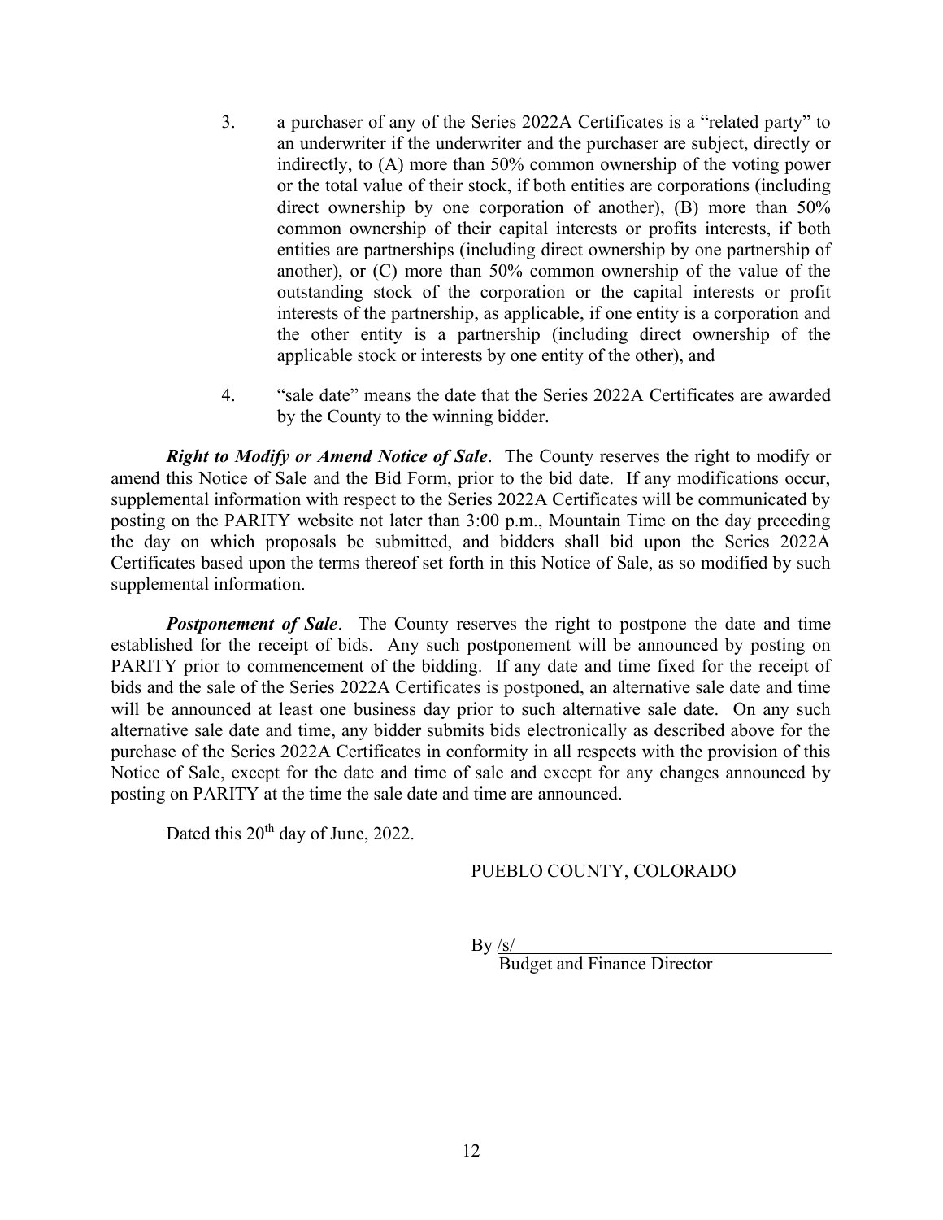3. a purchaser of any of the Series 2022A Certificates is a "related party" to an underwriter if the underwriter and the purchaser are subject, directly or indirectly, to (A) more than 50% common ownership of the voting power or the total value of their stock, if both entities are corporations (including direct ownership by one corporation of another), (B) more than 50% common ownership of their capital interests or profits interests, if both entities are partnerships (including direct ownership by one partnership of another), or (C) more than 50% common ownership of the value of the outstanding stock of the corporation or the capital interests or profit interests of the partnership, as applicable, if one entity is a corporation and the other entity is a partnership (including direct ownership of the applicable stock or interests by one entity of the other), and

4. "sale date" means the date that the Series 2022A Certificates are awarded by the County to the winning bidder.

***Right to Modify or Amend Notice of Sale***. The County reserves the right to modify or amend this Notice of Sale and the Bid Form, prior to the bid date. If any modifications occur, supplemental information with respect to the Series 2022A Certificates will be communicated by posting on the PARITY website not later than 3:00 p.m., Mountain Time on the day preceding the day on which proposals be submitted, and bidders shall bid upon the Series 2022A Certificates based upon the terms thereof set forth in this Notice of Sale, as so modified by such supplemental information.

***Postponement of Sale***. The County reserves the right to postpone the date and time established for the receipt of bids. Any such postponement will be announced by posting on PARITY prior to commencement of the bidding. If any date and time fixed for the receipt of bids and the sale of the Series 2022A Certificates is postponed, an alternative sale date and time will be announced at least one business day prior to such alternative sale date. On any such alternative sale date and time, any bidder submits bids electronically as described above for the purchase of the Series 2022A Certificates in conformity in all respects with the provision of this Notice of Sale, except for the date and time of sale and except for any changes announced by posting on PARITY at the time the sale date and time are announced.

Dated this 20th day of June, 2022.

PUEBLO COUNTY, COLORADO

By /s/
Budget and Finance Director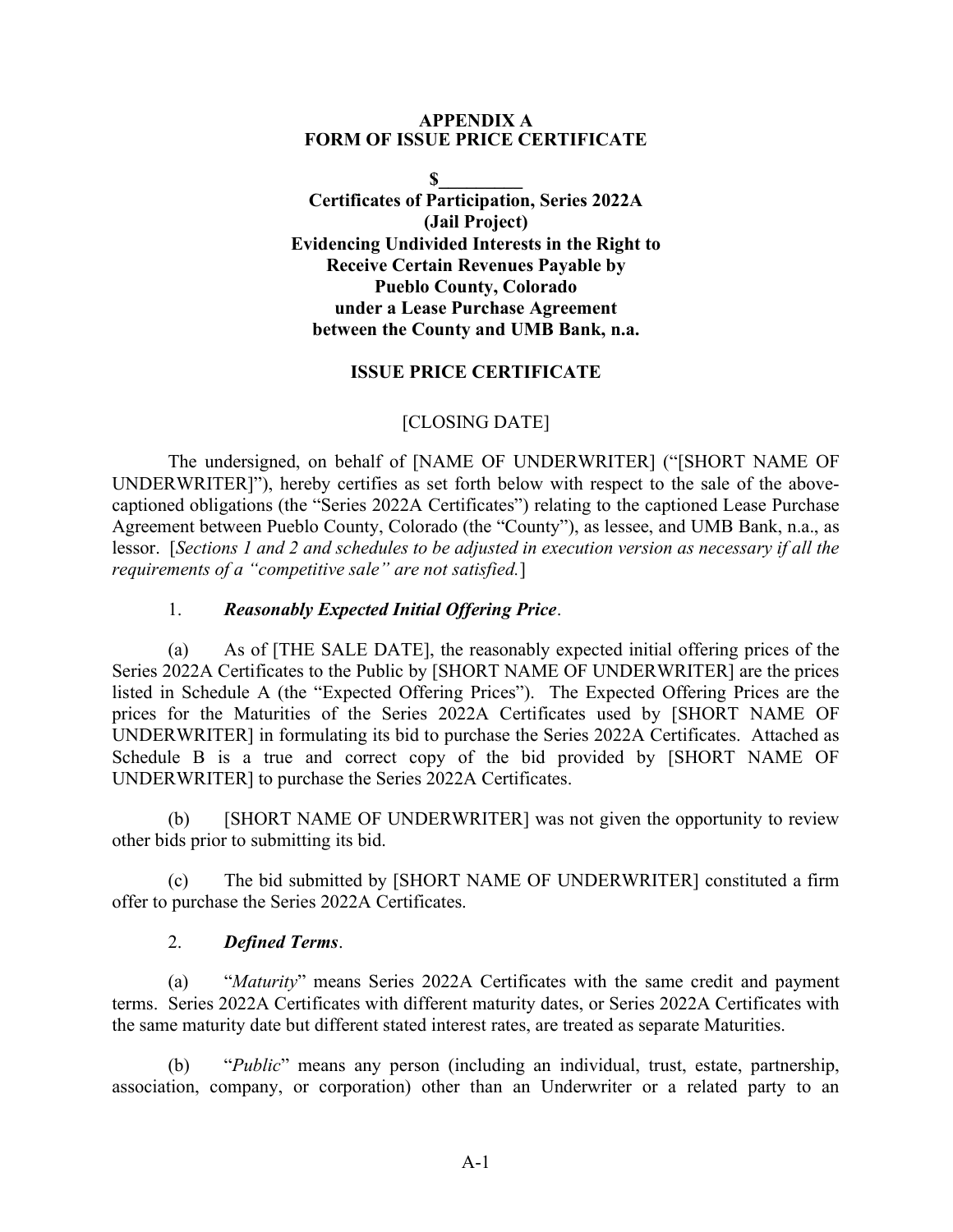**APPENDIX A**
**FORM OF ISSUE PRICE CERTIFICATE**

**$_________**
**Certificates of Participation, Series 2022A**
**(Jail Project)**
**Evidencing Undivided Interests in the Right to**
**Receive Certain Revenues Payable by**
**Pueblo County, Colorado**
**under a Lease Purchase Agreement**
**between the County and UMB Bank, n.a.**

**ISSUE PRICE CERTIFICATE**

[CLOSING DATE]

The undersigned, on behalf of [NAME OF UNDERWRITER] ("[SHORT NAME OF UNDERWRITER]"), hereby certifies as set forth below with respect to the sale of the above-captioned obligations (the "Series 2022A Certificates") relating to the captioned Lease Purchase Agreement between Pueblo County, Colorado (the "County"), as lessee, and UMB Bank, n.a., as lessor. [*Sections 1 and 2 and schedules to be adjusted in execution version as necessary if all the requirements of a "competitive sale" are not satisfied.*]

1. ***Reasonably Expected Initial Offering Price***.

(a) As of [THE SALE DATE], the reasonably expected initial offering prices of the Series 2022A Certificates to the Public by [SHORT NAME OF UNDERWRITER] are the prices listed in Schedule A (the "Expected Offering Prices"). The Expected Offering Prices are the prices for the Maturities of the Series 2022A Certificates used by [SHORT NAME OF UNDERWRITER] in formulating its bid to purchase the Series 2022A Certificates. Attached as Schedule B is a true and correct copy of the bid provided by [SHORT NAME OF UNDERWRITER] to purchase the Series 2022A Certificates.

(b) [SHORT NAME OF UNDERWRITER] was not given the opportunity to review other bids prior to submitting its bid.

(c) The bid submitted by [SHORT NAME OF UNDERWRITER] constituted a firm offer to purchase the Series 2022A Certificates.

2. ***Defined Terms***.

(a) "*Maturity*" means Series 2022A Certificates with the same credit and payment terms. Series 2022A Certificates with different maturity dates, or Series 2022A Certificates with the same maturity date but different stated interest rates, are treated as separate Maturities.

(b) "*Public*" means any person (including an individual, trust, estate, partnership, association, company, or corporation) other than an Underwriter or a related party to an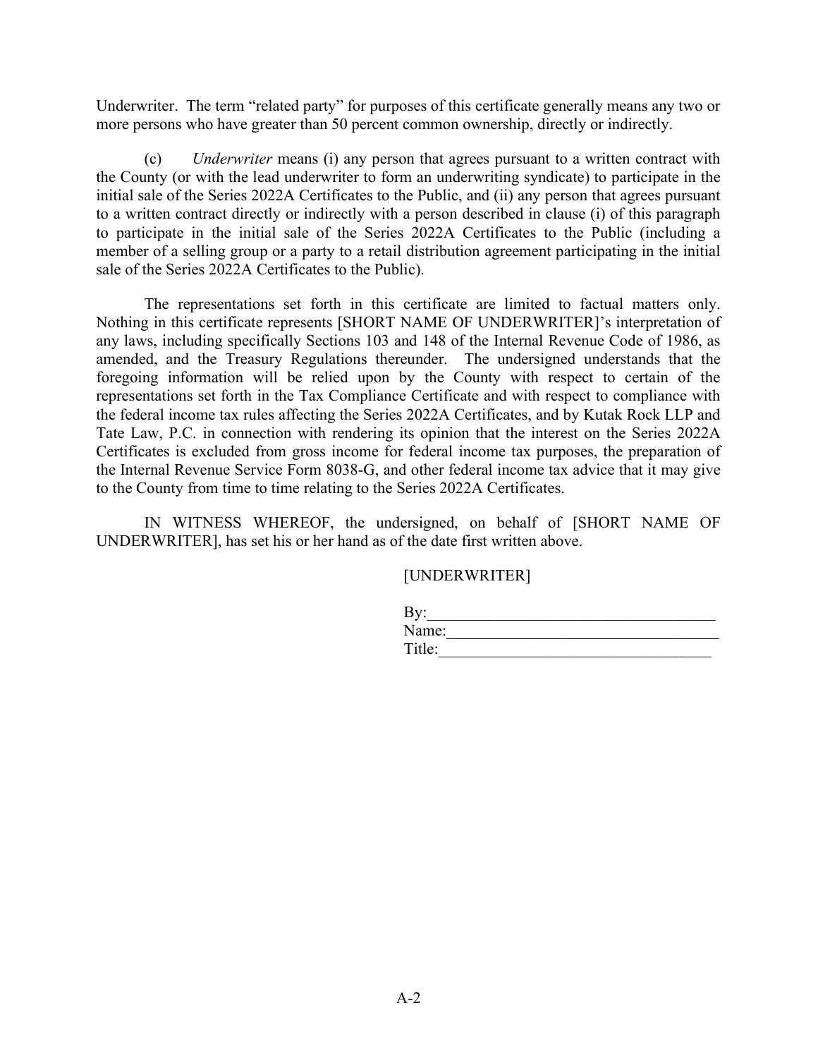Underwriter. The term "related party" for purposes of this certificate generally means any two or more persons who have greater than 50 percent common ownership, directly or indirectly.

(c) *Underwriter* means (i) any person that agrees pursuant to a written contract with the County (or with the lead underwriter to form an underwriting syndicate) to participate in the initial sale of the Series 2022A Certificates to the Public, and (ii) any person that agrees pursuant to a written contract directly or indirectly with a person described in clause (i) of this paragraph to participate in the initial sale of the Series 2022A Certificates to the Public (including a member of a selling group or a party to a retail distribution agreement participating in the initial sale of the Series 2022A Certificates to the Public).

The representations set forth in this certificate are limited to factual matters only. Nothing in this certificate represents [SHORT NAME OF UNDERWRITER]'s interpretation of any laws, including specifically Sections 103 and 148 of the Internal Revenue Code of 1986, as amended, and the Treasury Regulations thereunder. The undersigned understands that the foregoing information will be relied upon by the County with respect to certain of the representations set forth in the Tax Compliance Certificate and with respect to compliance with the federal income tax rules affecting the Series 2022A Certificates, and by Kutak Rock LLP and Tate Law, P.C. in connection with rendering its opinion that the interest on the Series 2022A Certificates is excluded from gross income for federal income tax purposes, the preparation of the Internal Revenue Service Form 8038-G, and other federal income tax advice that it may give to the County from time to time relating to the Series 2022A Certificates.

IN WITNESS WHEREOF, the undersigned, on behalf of [SHORT NAME OF UNDERWRITER], has set his or her hand as of the date first written above.

[UNDERWRITER]

By:\_\_\_\_\_\_\_\_\_\_\_\_\_\_\_\_\_\_\_\_\_\_\_\_\_\_\_\_\_\_\_\_\_\_\_
Name:\_\_\_\_\_\_\_\_\_\_\_\_\_\_\_\_\_\_\_\_\_\_\_\_\_\_\_\_\_\_\_\_
Title:\_\_\_\_\_\_\_\_\_\_\_\_\_\_\_\_\_\_\_\_\_\_\_\_\_\_\_\_\_\_\_\_\_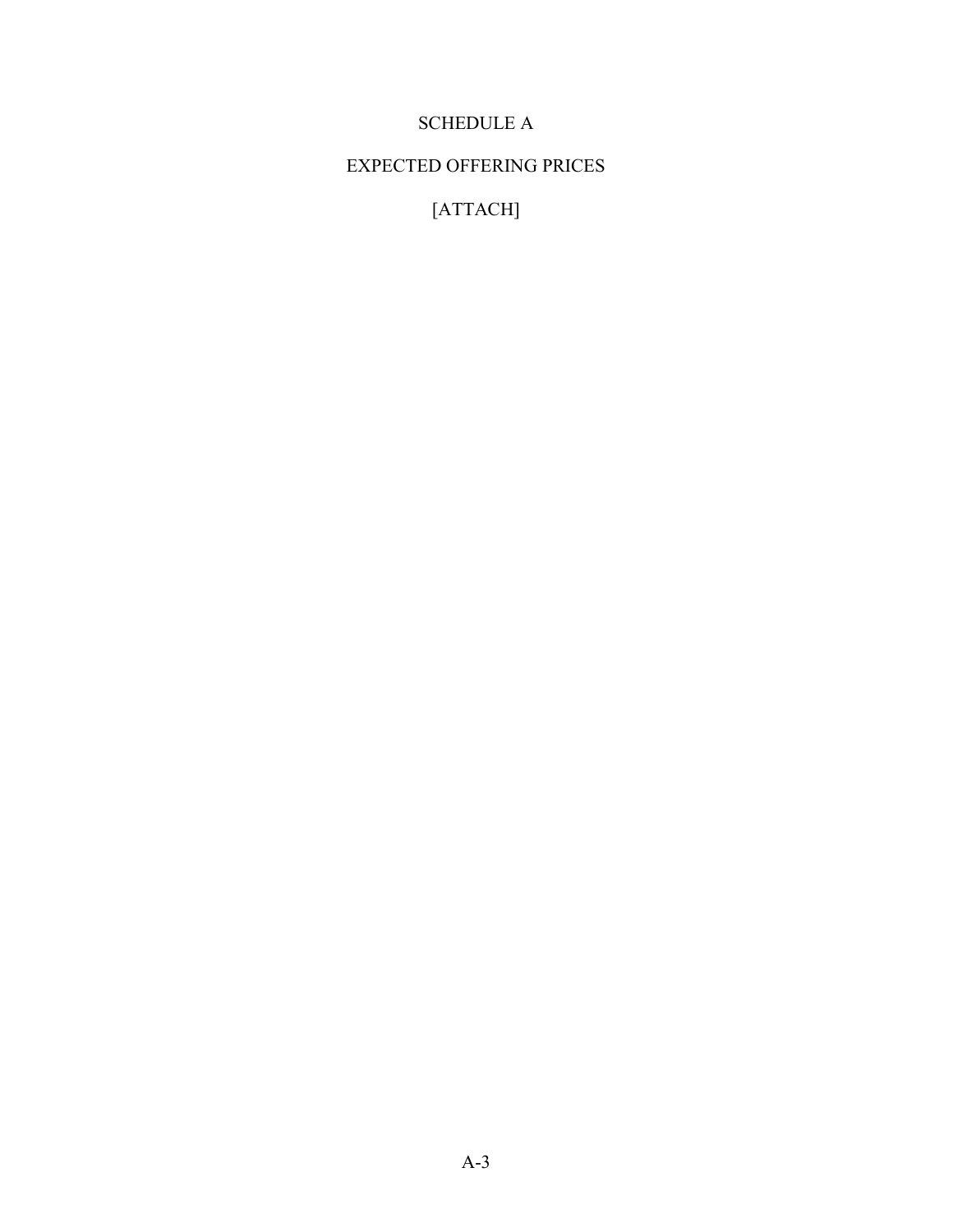# SCHEDULE A

## EXPECTED OFFERING PRICES

[ATTACH]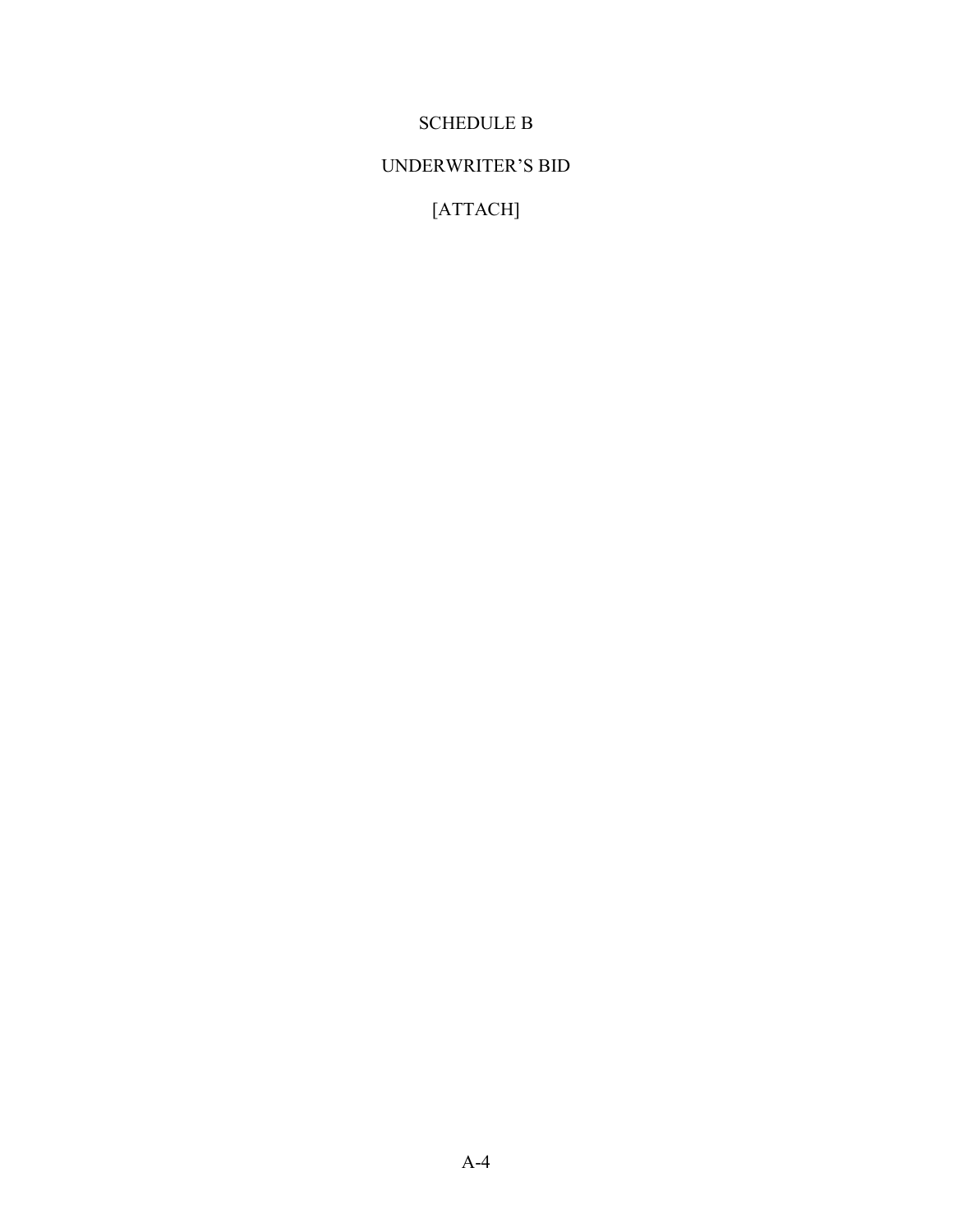# SCHEDULE B

## UNDERWRITER'S BID

[ATTACH]